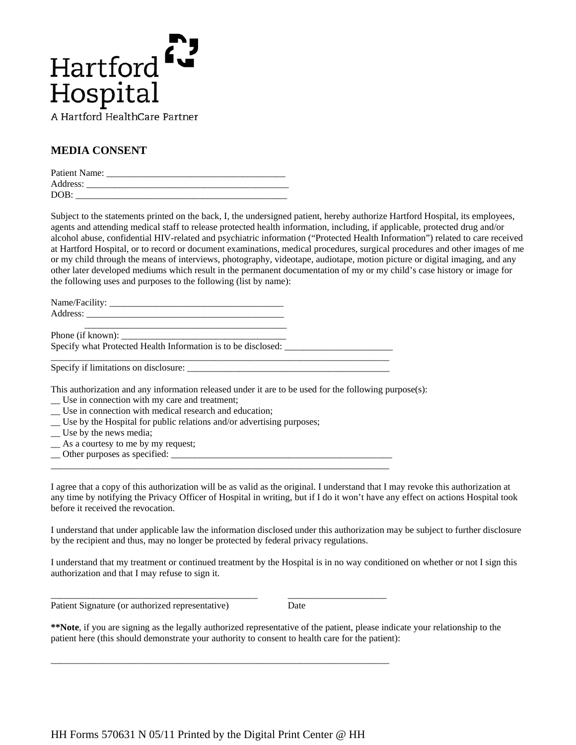Hartford Hospital

A Hartford HealthCare Partner

## MEDIA CONSENT

Patient Name: ____________________________________
Address: __________________________________________
DOB: _____________________________________________

Subject to the statements printed on the back, I, the undersigned patient, hereby authorize Hartford Hospital, its employees, agents and attending medical staff to release protected health information, including, if applicable, protected drug and/or alcohol abuse, confidential HIV-related and psychiatric information ("Protected Health Information") related to care received at Hartford Hospital, or to record or document examinations, medical procedures, surgical procedures and other images of me or my child through the means of interviews, photography, videotape, audiotape, motion picture or digital imaging, and any other later developed mediums which result in the permanent documentation of my or my child's case history or image for the following uses and purposes to the following (list by name):

Name/Facility: ____________________________________
Address: ________________________________________
_________________________________________
Phone (if known): __________________________________
Specify what Protected Health Information is to be disclosed: ______________________
_____________________________________________________________________
Specify if limitations on disclosure: ___________________________________________

This authorization and any information released under it are to be used for the following purpose(s):

__ Use in connection with my care and treatment;
__ Use in connection with medical research and education;
__ Use by the Hospital for public relations and/or advertising purposes;
__ Use by the news media;
__ As a courtesy to me by my request;
__ Other purposes as specified: ______________________________________________
_____________________________________________________________________

I agree that a copy of this authorization will be as valid as the original. I understand that I may revoke this authorization at any time by notifying the Privacy Officer of Hospital in writing, but if I do it won't have any effect on actions Hospital took before it received the revocation.

I understand that under applicable law the information disclosed under this authorization may be subject to further disclosure by the recipient and thus, may no longer be protected by federal privacy regulations.

I understand that my treatment or continued treatment by the Hospital is in no way conditioned on whether or not I sign this authorization and that I may refuse to sign it.

_________________________________________ ____________________
Patient Signature (or authorized representative) Date

****Note**, if you are signing as the legally authorized representative of the patient, please indicate your relationship to the patient here (this should demonstrate your authority to consent to health care for the patient):

_____________________________________________________________________

HH Forms 570631 N 05/11 Printed by the Digital Print Center @ HH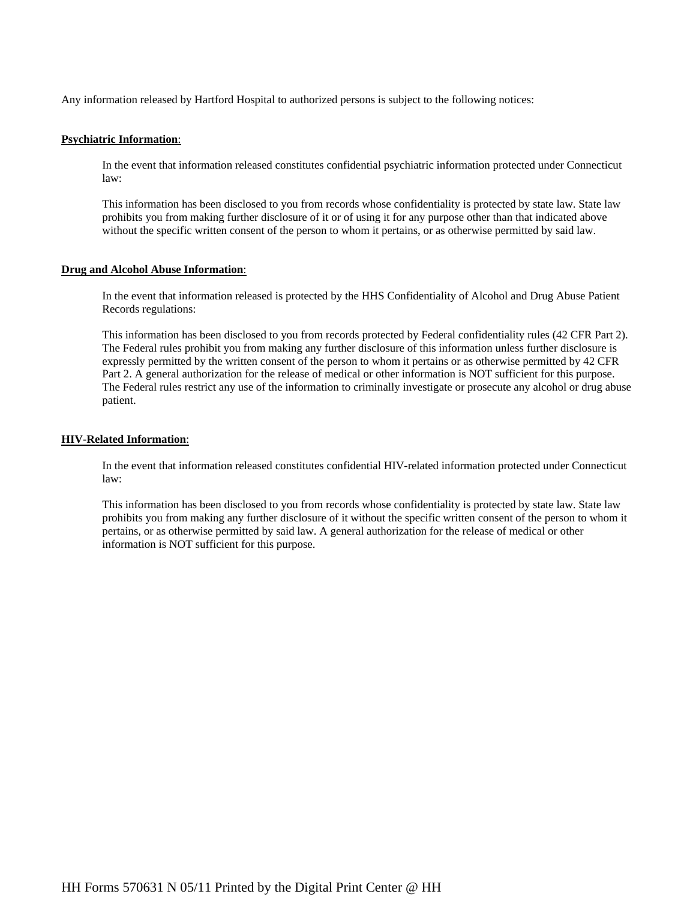Any information released by Hartford Hospital to authorized persons is subject to the following notices:

**Psychiatric Information**:

In the event that information released constitutes confidential psychiatric information protected under Connecticut law:

This information has been disclosed to you from records whose confidentiality is protected by state law. State law prohibits you from making further disclosure of it or of using it for any purpose other than that indicated above without the specific written consent of the person to whom it pertains, or as otherwise permitted by said law.

**Drug and Alcohol Abuse Information**:

In the event that information released is protected by the HHS Confidentiality of Alcohol and Drug Abuse Patient Records regulations:

This information has been disclosed to you from records protected by Federal confidentiality rules (42 CFR Part 2). The Federal rules prohibit you from making any further disclosure of this information unless further disclosure is expressly permitted by the written consent of the person to whom it pertains or as otherwise permitted by 42 CFR Part 2. A general authorization for the release of medical or other information is NOT sufficient for this purpose. The Federal rules restrict any use of the information to criminally investigate or prosecute any alcohol or drug abuse patient.

**HIV-Related Information**:

In the event that information released constitutes confidential HIV-related information protected under Connecticut law:

This information has been disclosed to you from records whose confidentiality is protected by state law. State law prohibits you from making any further disclosure of it without the specific written consent of the person to whom it pertains, or as otherwise permitted by said law. A general authorization for the release of medical or other information is NOT sufficient for this purpose.

HH Forms 570631 N 05/11 Printed by the Digital Print Center @ HH